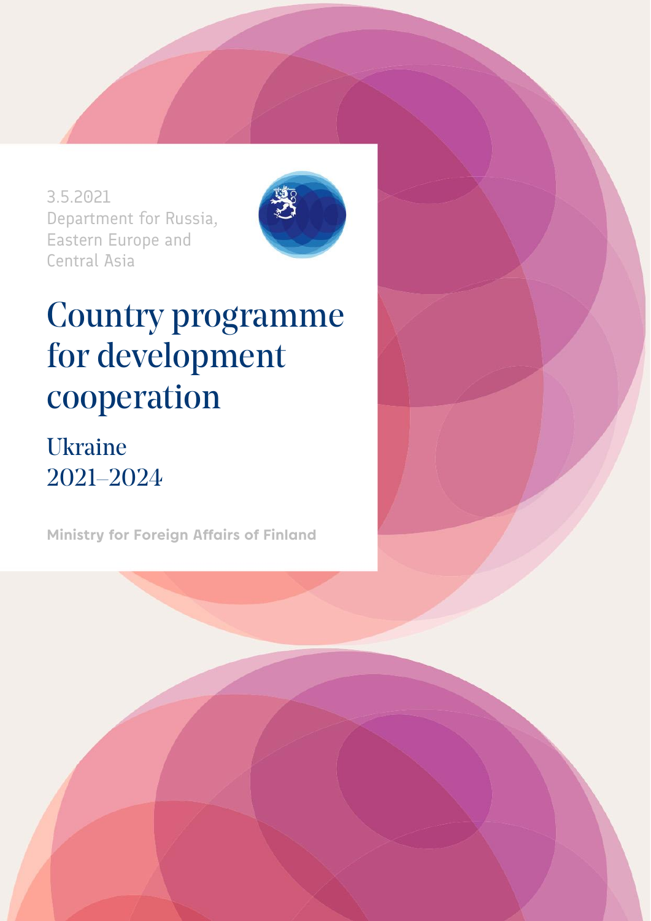3.5.2021
Department for Russia, Eastern Europe and Central Asia

# Country programme for development cooperation

## Ukraine 2021–2024

**Ministry for Foreign Affairs of Finland**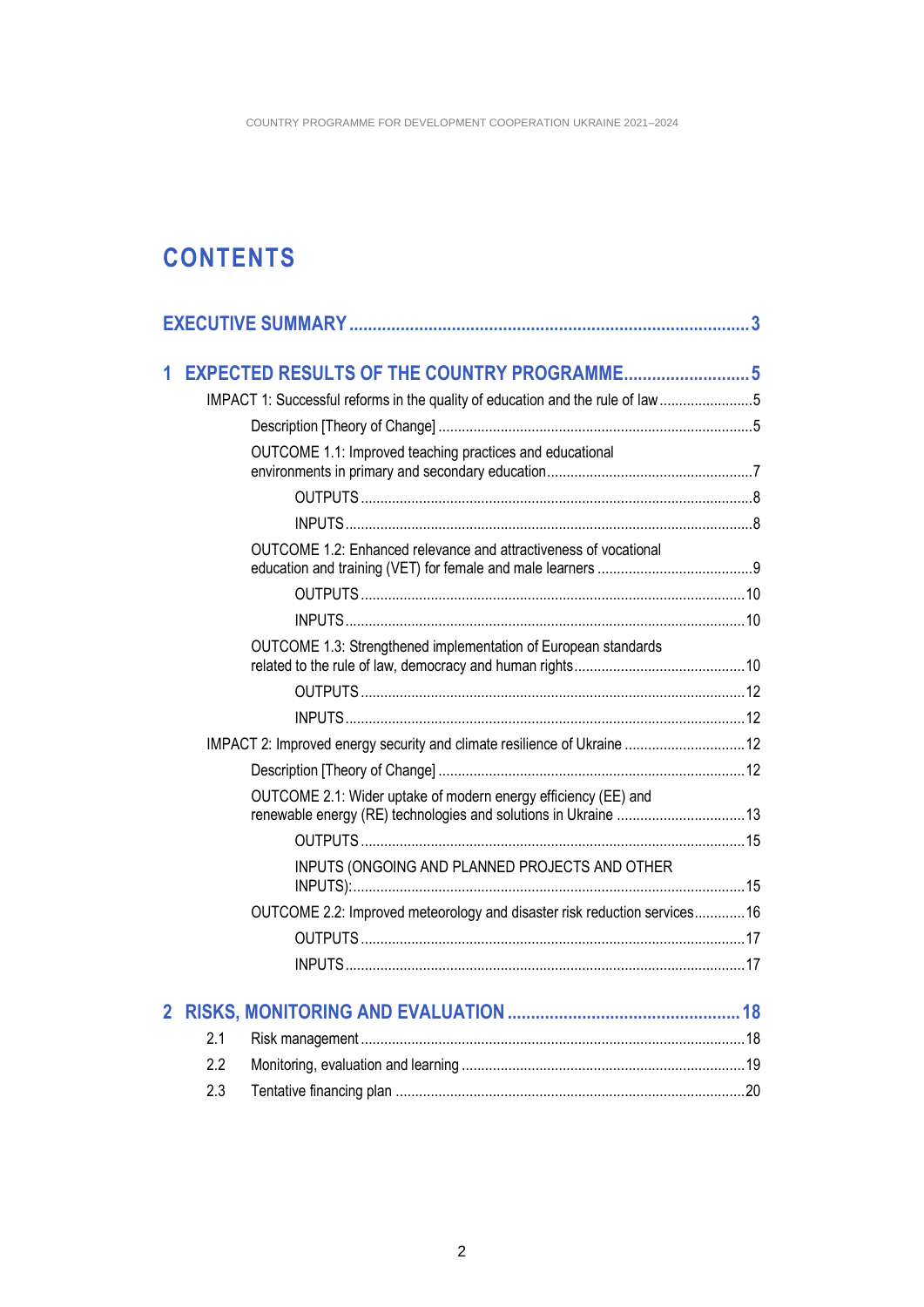# CONTENTS

**EXECUTIVE SUMMARY** ..... 3

**1 EXPECTED RESULTS OF THE COUNTRY PROGRAMME** ..... 5

- IMPACT 1: Successful reforms in the quality of education and the rule of law ..... 5
  - Description [Theory of Change] ..... 5
  - OUTCOME 1.1: Improved teaching practices and educational environments in primary and secondary education ..... 7
    - OUTPUTS ..... 8
    - INPUTS ..... 8
  - OUTCOME 1.2: Enhanced relevance and attractiveness of vocational education and training (VET) for female and male learners ..... 9
    - OUTPUTS ..... 10
    - INPUTS ..... 10
  - OUTCOME 1.3: Strengthened implementation of European standards related to the rule of law, democracy and human rights ..... 10
    - OUTPUTS ..... 12
    - INPUTS ..... 12
- IMPACT 2: Improved energy security and climate resilience of Ukraine ..... 12
  - Description [Theory of Change] ..... 12
  - OUTCOME 2.1: Wider uptake of modern energy efficiency (EE) and renewable energy (RE) technologies and solutions in Ukraine ..... 13
    - OUTPUTS ..... 15
    - INPUTS (ONGOING AND PLANNED PROJECTS AND OTHER INPUTS): ..... 15
  - OUTCOME 2.2: Improved meteorology and disaster risk reduction services ..... 16
    - OUTPUTS ..... 17
    - INPUTS ..... 17

**2 RISKS, MONITORING AND EVALUATION** ..... 18

- 2.1 Risk management ..... 18
- 2.2 Monitoring, evaluation and learning ..... 19
- 2.3 Tentative financing plan ..... 20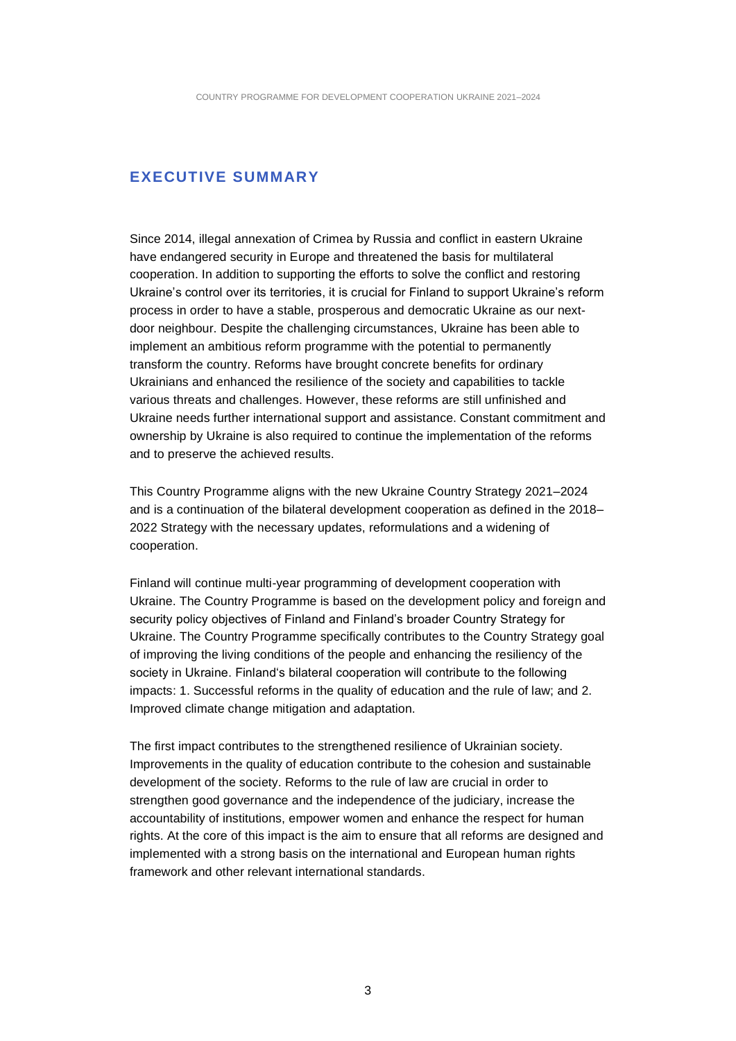## EXECUTIVE SUMMARY

Since 2014, illegal annexation of Crimea by Russia and conflict in eastern Ukraine have endangered security in Europe and threatened the basis for multilateral cooperation. In addition to supporting the efforts to solve the conflict and restoring Ukraine's control over its territories, it is crucial for Finland to support Ukraine's reform process in order to have a stable, prosperous and democratic Ukraine as our next-door neighbour. Despite the challenging circumstances, Ukraine has been able to implement an ambitious reform programme with the potential to permanently transform the country. Reforms have brought concrete benefits for ordinary Ukrainians and enhanced the resilience of the society and capabilities to tackle various threats and challenges. However, these reforms are still unfinished and Ukraine needs further international support and assistance. Constant commitment and ownership by Ukraine is also required to continue the implementation of the reforms and to preserve the achieved results.

This Country Programme aligns with the new Ukraine Country Strategy 2021–2024 and is a continuation of the bilateral development cooperation as defined in the 2018–2022 Strategy with the necessary updates, reformulations and a widening of cooperation.

Finland will continue multi-year programming of development cooperation with Ukraine. The Country Programme is based on the development policy and foreign and security policy objectives of Finland and Finland's broader Country Strategy for Ukraine. The Country Programme specifically contributes to the Country Strategy goal of improving the living conditions of the people and enhancing the resiliency of the society in Ukraine. Finland's bilateral cooperation will contribute to the following impacts: 1. Successful reforms in the quality of education and the rule of law; and 2. Improved climate change mitigation and adaptation.

The first impact contributes to the strengthened resilience of Ukrainian society. Improvements in the quality of education contribute to the cohesion and sustainable development of the society. Reforms to the rule of law are crucial in order to strengthen good governance and the independence of the judiciary, increase the accountability of institutions, empower women and enhance the respect for human rights. At the core of this impact is the aim to ensure that all reforms are designed and implemented with a strong basis on the international and European human rights framework and other relevant international standards.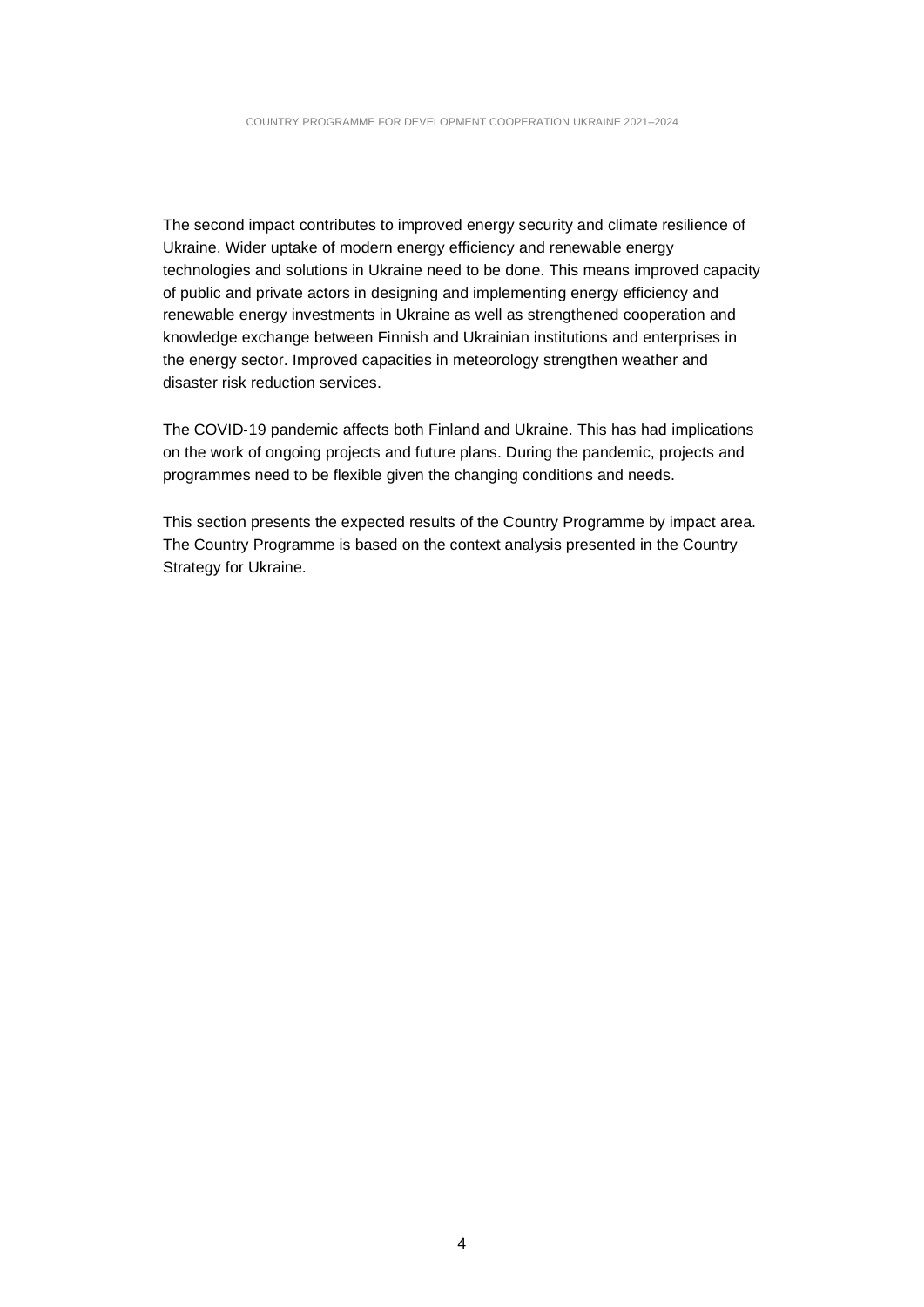The second impact contributes to improved energy security and climate resilience of Ukraine. Wider uptake of modern energy efficiency and renewable energy technologies and solutions in Ukraine need to be done. This means improved capacity of public and private actors in designing and implementing energy efficiency and renewable energy investments in Ukraine as well as strengthened cooperation and knowledge exchange between Finnish and Ukrainian institutions and enterprises in the energy sector. Improved capacities in meteorology strengthen weather and disaster risk reduction services.

The COVID-19 pandemic affects both Finland and Ukraine. This has had implications on the work of ongoing projects and future plans. During the pandemic, projects and programmes need to be flexible given the changing conditions and needs.

This section presents the expected results of the Country Programme by impact area. The Country Programme is based on the context analysis presented in the Country Strategy for Ukraine.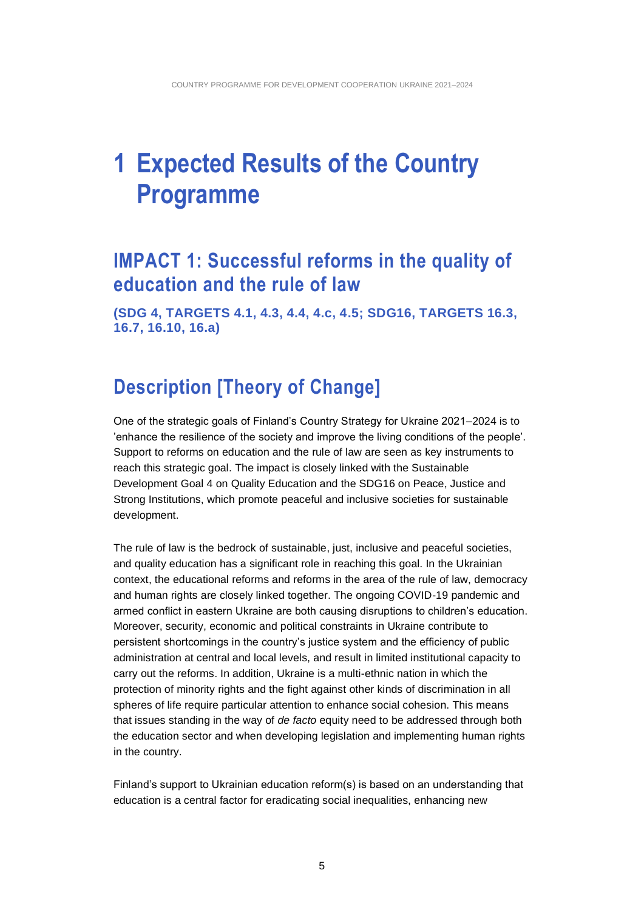# 1 Expected Results of the Country Programme

## IMPACT 1: Successful reforms in the quality of education and the rule of law

**(SDG 4, TARGETS 4.1, 4.3, 4.4, 4.c, 4.5; SDG16, TARGETS 16.3, 16.7, 16.10, 16.a)**

## Description [Theory of Change]

One of the strategic goals of Finland's Country Strategy for Ukraine 2021–2024 is to 'enhance the resilience of the society and improve the living conditions of the people'. Support to reforms on education and the rule of law are seen as key instruments to reach this strategic goal. The impact is closely linked with the Sustainable Development Goal 4 on Quality Education and the SDG16 on Peace, Justice and Strong Institutions, which promote peaceful and inclusive societies for sustainable development.

The rule of law is the bedrock of sustainable, just, inclusive and peaceful societies, and quality education has a significant role in reaching this goal. In the Ukrainian context, the educational reforms and reforms in the area of the rule of law, democracy and human rights are closely linked together. The ongoing COVID-19 pandemic and armed conflict in eastern Ukraine are both causing disruptions to children's education. Moreover, security, economic and political constraints in Ukraine contribute to persistent shortcomings in the country's justice system and the efficiency of public administration at central and local levels, and result in limited institutional capacity to carry out the reforms. In addition, Ukraine is a multi-ethnic nation in which the protection of minority rights and the fight against other kinds of discrimination in all spheres of life require particular attention to enhance social cohesion. This means that issues standing in the way of *de facto* equity need to be addressed through both the education sector and when developing legislation and implementing human rights in the country.

Finland's support to Ukrainian education reform(s) is based on an understanding that education is a central factor for eradicating social inequalities, enhancing new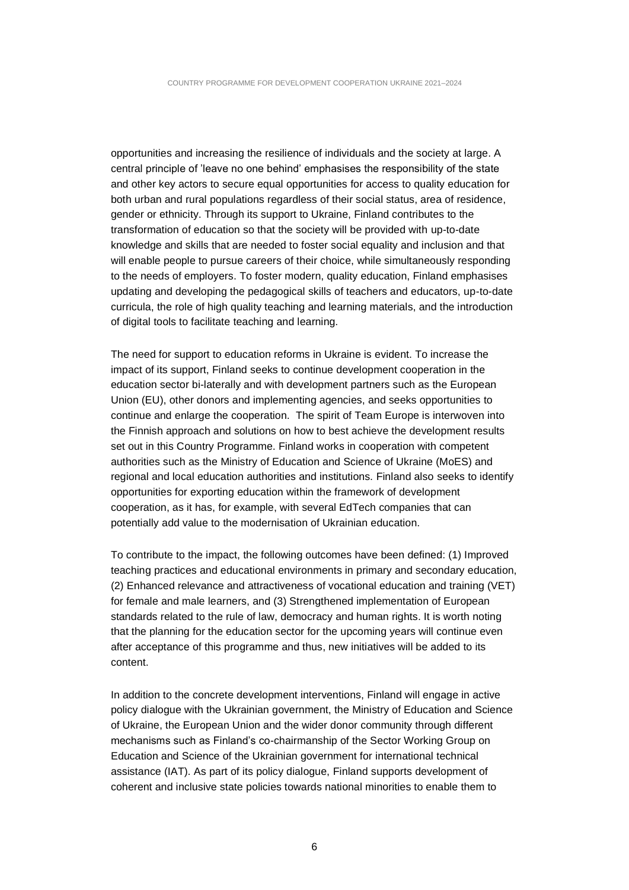opportunities and increasing the resilience of individuals and the society at large. A central principle of 'leave no one behind' emphasises the responsibility of the state and other key actors to secure equal opportunities for access to quality education for both urban and rural populations regardless of their social status, area of residence, gender or ethnicity. Through its support to Ukraine, Finland contributes to the transformation of education so that the society will be provided with up-to-date knowledge and skills that are needed to foster social equality and inclusion and that will enable people to pursue careers of their choice, while simultaneously responding to the needs of employers. To foster modern, quality education, Finland emphasises updating and developing the pedagogical skills of teachers and educators, up-to-date curricula, the role of high quality teaching and learning materials, and the introduction of digital tools to facilitate teaching and learning.

The need for support to education reforms in Ukraine is evident. To increase the impact of its support, Finland seeks to continue development cooperation in the education sector bi-laterally and with development partners such as the European Union (EU), other donors and implementing agencies, and seeks opportunities to continue and enlarge the cooperation. The spirit of Team Europe is interwoven into the Finnish approach and solutions on how to best achieve the development results set out in this Country Programme. Finland works in cooperation with competent authorities such as the Ministry of Education and Science of Ukraine (MoES) and regional and local education authorities and institutions. Finland also seeks to identify opportunities for exporting education within the framework of development cooperation, as it has, for example, with several EdTech companies that can potentially add value to the modernisation of Ukrainian education.

To contribute to the impact, the following outcomes have been defined: (1) Improved teaching practices and educational environments in primary and secondary education, (2) Enhanced relevance and attractiveness of vocational education and training (VET) for female and male learners, and (3) Strengthened implementation of European standards related to the rule of law, democracy and human rights. It is worth noting that the planning for the education sector for the upcoming years will continue even after acceptance of this programme and thus, new initiatives will be added to its content.

In addition to the concrete development interventions, Finland will engage in active policy dialogue with the Ukrainian government, the Ministry of Education and Science of Ukraine, the European Union and the wider donor community through different mechanisms such as Finland's co-chairmanship of the Sector Working Group on Education and Science of the Ukrainian government for international technical assistance (IAT). As part of its policy dialogue, Finland supports development of coherent and inclusive state policies towards national minorities to enable them to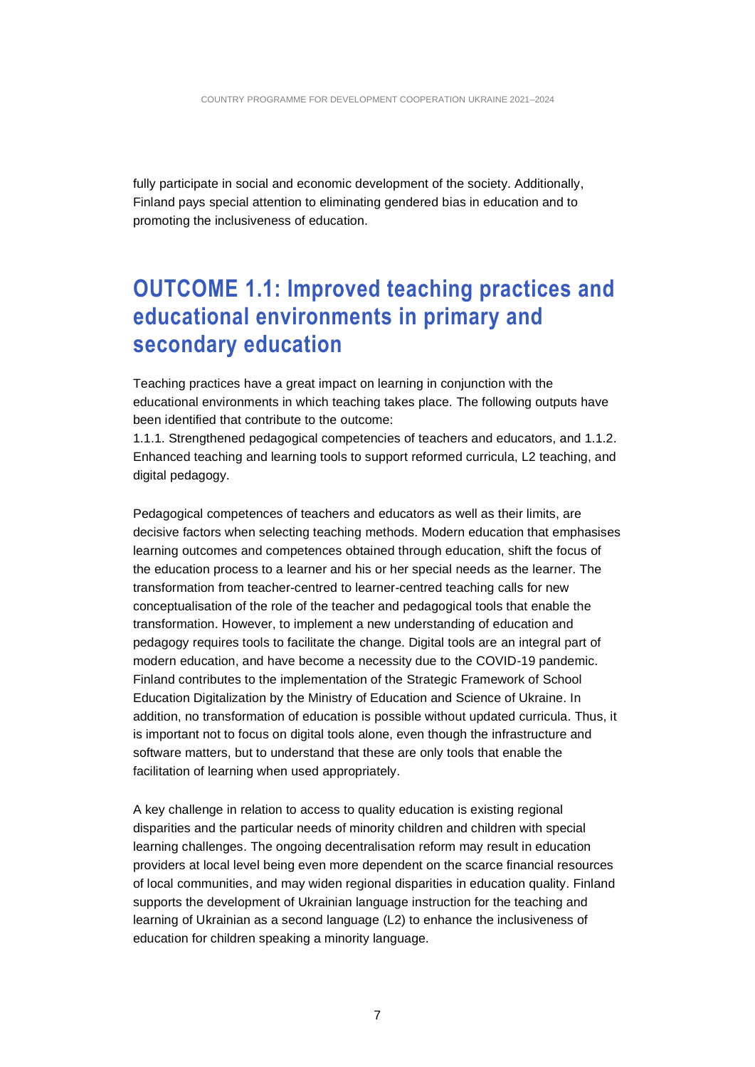fully participate in social and economic development of the society. Additionally, Finland pays special attention to eliminating gendered bias in education and to promoting the inclusiveness of education.

## OUTCOME 1.1: Improved teaching practices and educational environments in primary and secondary education

Teaching practices have a great impact on learning in conjunction with the educational environments in which teaching takes place. The following outputs have been identified that contribute to the outcome:
1.1.1. Strengthened pedagogical competencies of teachers and educators, and 1.1.2. Enhanced teaching and learning tools to support reformed curricula, L2 teaching, and digital pedagogy.

Pedagogical competences of teachers and educators as well as their limits, are decisive factors when selecting teaching methods. Modern education that emphasises learning outcomes and competences obtained through education, shift the focus of the education process to a learner and his or her special needs as the learner. The transformation from teacher-centred to learner-centred teaching calls for new conceptualisation of the role of the teacher and pedagogical tools that enable the transformation. However, to implement a new understanding of education and pedagogy requires tools to facilitate the change. Digital tools are an integral part of modern education, and have become a necessity due to the COVID-19 pandemic. Finland contributes to the implementation of the Strategic Framework of School Education Digitalization by the Ministry of Education and Science of Ukraine. In addition, no transformation of education is possible without updated curricula. Thus, it is important not to focus on digital tools alone, even though the infrastructure and software matters, but to understand that these are only tools that enable the facilitation of learning when used appropriately.

A key challenge in relation to access to quality education is existing regional disparities and the particular needs of minority children and children with special learning challenges. The ongoing decentralisation reform may result in education providers at local level being even more dependent on the scarce financial resources of local communities, and may widen regional disparities in education quality. Finland supports the development of Ukrainian language instruction for the teaching and learning of Ukrainian as a second language (L2) to enhance the inclusiveness of education for children speaking a minority language.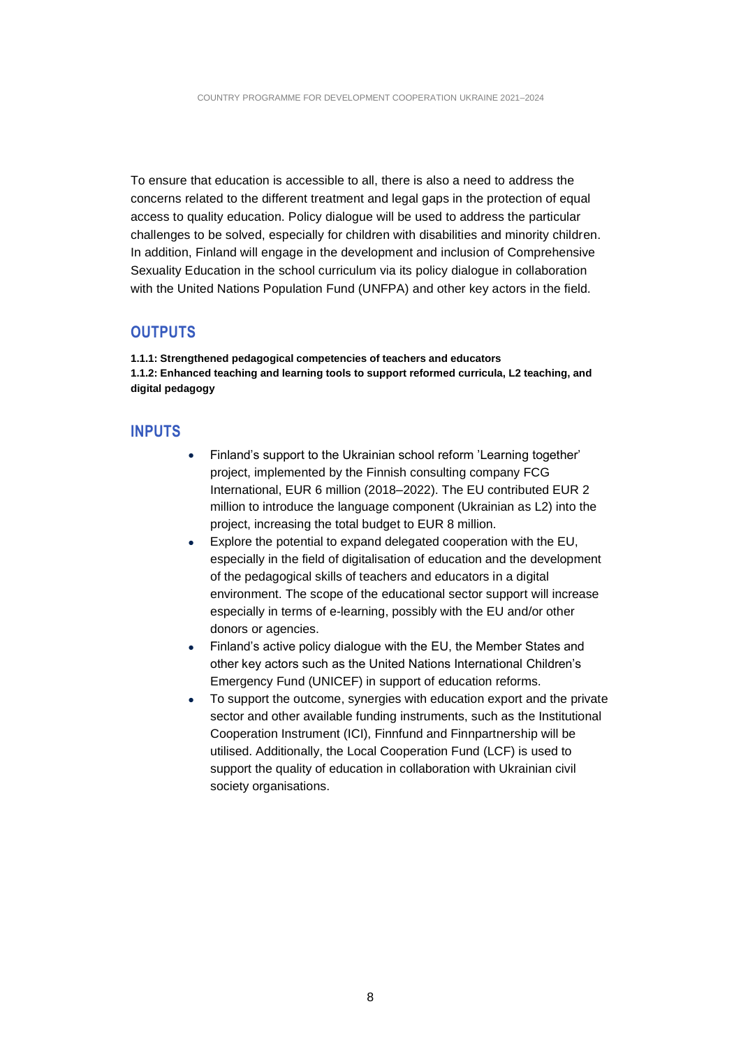To ensure that education is accessible to all, there is also a need to address the concerns related to the different treatment and legal gaps in the protection of equal access to quality education. Policy dialogue will be used to address the particular challenges to be solved, especially for children with disabilities and minority children. In addition, Finland will engage in the development and inclusion of Comprehensive Sexuality Education in the school curriculum via its policy dialogue in collaboration with the United Nations Population Fund (UNFPA) and other key actors in the field.

## OUTPUTS

**1.1.1: Strengthened pedagogical competencies of teachers and educators**
**1.1.2: Enhanced teaching and learning tools to support reformed curricula, L2 teaching, and digital pedagogy**

## INPUTS

- Finland's support to the Ukrainian school reform 'Learning together' project, implemented by the Finnish consulting company FCG International, EUR 6 million (2018–2022). The EU contributed EUR 2 million to introduce the language component (Ukrainian as L2) into the project, increasing the total budget to EUR 8 million.
- Explore the potential to expand delegated cooperation with the EU, especially in the field of digitalisation of education and the development of the pedagogical skills of teachers and educators in a digital environment. The scope of the educational sector support will increase especially in terms of e-learning, possibly with the EU and/or other donors or agencies.
- Finland's active policy dialogue with the EU, the Member States and other key actors such as the United Nations International Children's Emergency Fund (UNICEF) in support of education reforms.
- To support the outcome, synergies with education export and the private sector and other available funding instruments, such as the Institutional Cooperation Instrument (ICI), Finnfund and Finnpartnership will be utilised. Additionally, the Local Cooperation Fund (LCF) is used to support the quality of education in collaboration with Ukrainian civil society organisations.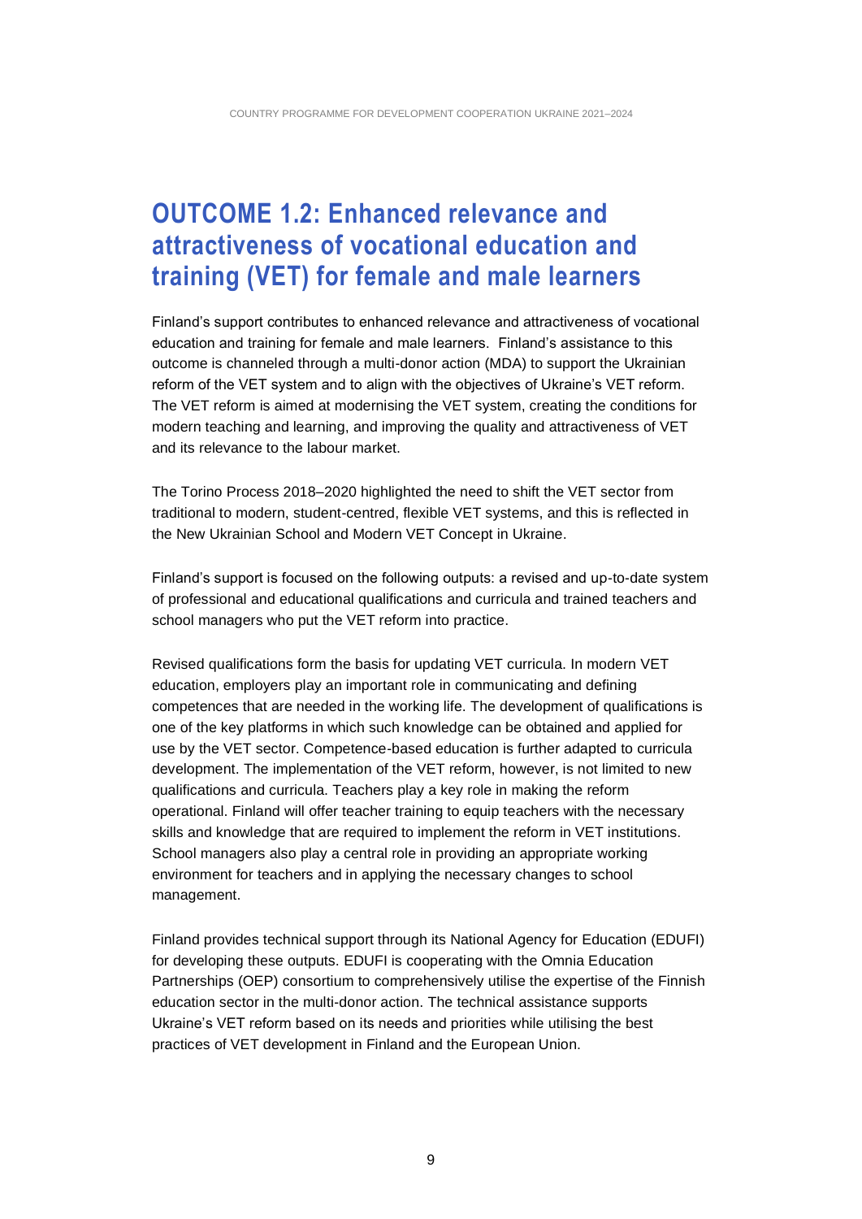# OUTCOME 1.2: Enhanced relevance and attractiveness of vocational education and training (VET) for female and male learners

Finland's support contributes to enhanced relevance and attractiveness of vocational education and training for female and male learners. Finland's assistance to this outcome is channeled through a multi-donor action (MDA) to support the Ukrainian reform of the VET system and to align with the objectives of Ukraine's VET reform. The VET reform is aimed at modernising the VET system, creating the conditions for modern teaching and learning, and improving the quality and attractiveness of VET and its relevance to the labour market.

The Torino Process 2018–2020 highlighted the need to shift the VET sector from traditional to modern, student-centred, flexible VET systems, and this is reflected in the New Ukrainian School and Modern VET Concept in Ukraine.

Finland's support is focused on the following outputs: a revised and up-to-date system of professional and educational qualifications and curricula and trained teachers and school managers who put the VET reform into practice.

Revised qualifications form the basis for updating VET curricula. In modern VET education, employers play an important role in communicating and defining competences that are needed in the working life. The development of qualifications is one of the key platforms in which such knowledge can be obtained and applied for use by the VET sector. Competence-based education is further adapted to curricula development. The implementation of the VET reform, however, is not limited to new qualifications and curricula. Teachers play a key role in making the reform operational. Finland will offer teacher training to equip teachers with the necessary skills and knowledge that are required to implement the reform in VET institutions. School managers also play a central role in providing an appropriate working environment for teachers and in applying the necessary changes to school management.

Finland provides technical support through its National Agency for Education (EDUFI) for developing these outputs. EDUFI is cooperating with the Omnia Education Partnerships (OEP) consortium to comprehensively utilise the expertise of the Finnish education sector in the multi-donor action. The technical assistance supports Ukraine's VET reform based on its needs and priorities while utilising the best practices of VET development in Finland and the European Union.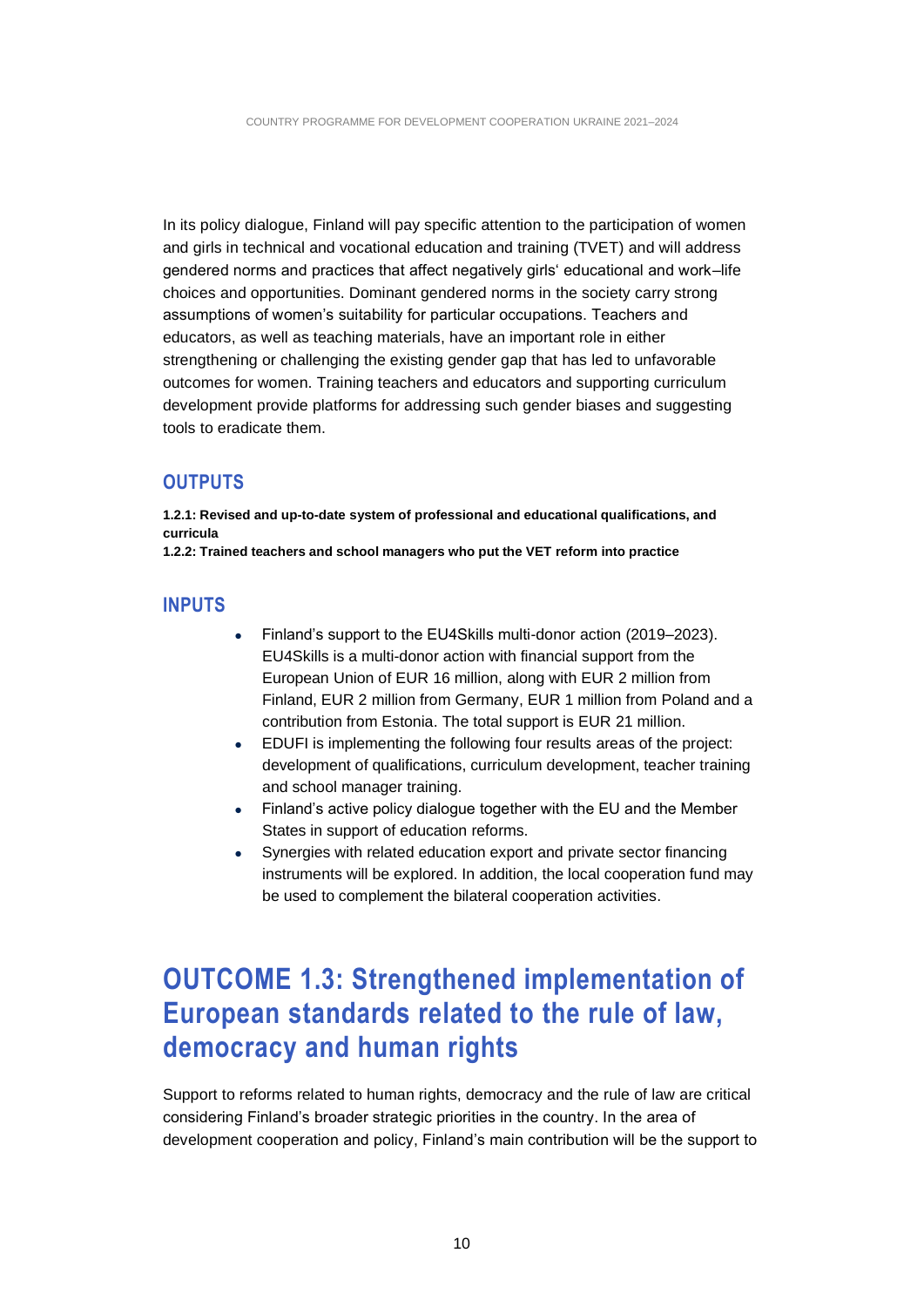In its policy dialogue, Finland will pay specific attention to the participation of women and girls in technical and vocational education and training (TVET) and will address gendered norms and practices that affect negatively girls' educational and work–life choices and opportunities. Dominant gendered norms in the society carry strong assumptions of women's suitability for particular occupations. Teachers and educators, as well as teaching materials, have an important role in either strengthening or challenging the existing gender gap that has led to unfavorable outcomes for women. Training teachers and educators and supporting curriculum development provide platforms for addressing such gender biases and suggesting tools to eradicate them.

### OUTPUTS

**1.2.1: Revised and up-to-date system of professional and educational qualifications, and curricula**
**1.2.2: Trained teachers and school managers who put the VET reform into practice**

### INPUTS

- Finland's support to the EU4Skills multi-donor action (2019–2023). EU4Skills is a multi-donor action with financial support from the European Union of EUR 16 million, along with EUR 2 million from Finland, EUR 2 million from Germany, EUR 1 million from Poland and a contribution from Estonia. The total support is EUR 21 million.
- EDUFI is implementing the following four results areas of the project: development of qualifications, curriculum development, teacher training and school manager training.
- Finland's active policy dialogue together with the EU and the Member States in support of education reforms.
- Synergies with related education export and private sector financing instruments will be explored. In addition, the local cooperation fund may be used to complement the bilateral cooperation activities.

## OUTCOME 1.3: Strengthened implementation of European standards related to the rule of law, democracy and human rights

Support to reforms related to human rights, democracy and the rule of law are critical considering Finland's broader strategic priorities in the country. In the area of development cooperation and policy, Finland's main contribution will be the support to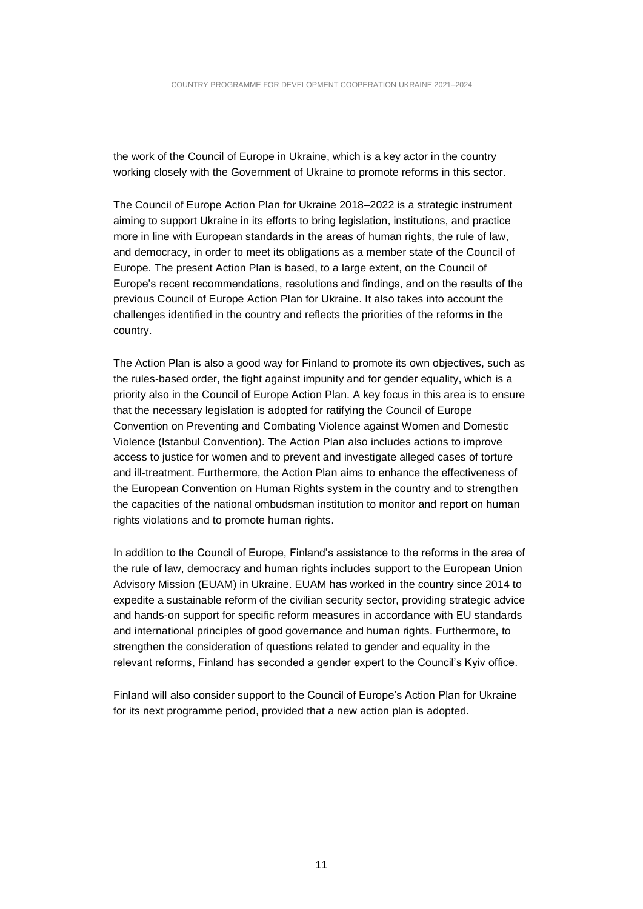the work of the Council of Europe in Ukraine, which is a key actor in the country working closely with the Government of Ukraine to promote reforms in this sector.

The Council of Europe Action Plan for Ukraine 2018–2022 is a strategic instrument aiming to support Ukraine in its efforts to bring legislation, institutions, and practice more in line with European standards in the areas of human rights, the rule of law, and democracy, in order to meet its obligations as a member state of the Council of Europe. The present Action Plan is based, to a large extent, on the Council of Europe's recent recommendations, resolutions and findings, and on the results of the previous Council of Europe Action Plan for Ukraine. It also takes into account the challenges identified in the country and reflects the priorities of the reforms in the country.

The Action Plan is also a good way for Finland to promote its own objectives, such as the rules-based order, the fight against impunity and for gender equality, which is a priority also in the Council of Europe Action Plan. A key focus in this area is to ensure that the necessary legislation is adopted for ratifying the Council of Europe Convention on Preventing and Combating Violence against Women and Domestic Violence (Istanbul Convention). The Action Plan also includes actions to improve access to justice for women and to prevent and investigate alleged cases of torture and ill-treatment. Furthermore, the Action Plan aims to enhance the effectiveness of the European Convention on Human Rights system in the country and to strengthen the capacities of the national ombudsman institution to monitor and report on human rights violations and to promote human rights.

In addition to the Council of Europe, Finland's assistance to the reforms in the area of the rule of law, democracy and human rights includes support to the European Union Advisory Mission (EUAM) in Ukraine. EUAM has worked in the country since 2014 to expedite a sustainable reform of the civilian security sector, providing strategic advice and hands-on support for specific reform measures in accordance with EU standards and international principles of good governance and human rights. Furthermore, to strengthen the consideration of questions related to gender and equality in the relevant reforms, Finland has seconded a gender expert to the Council's Kyiv office.

Finland will also consider support to the Council of Europe's Action Plan for Ukraine for its next programme period, provided that a new action plan is adopted.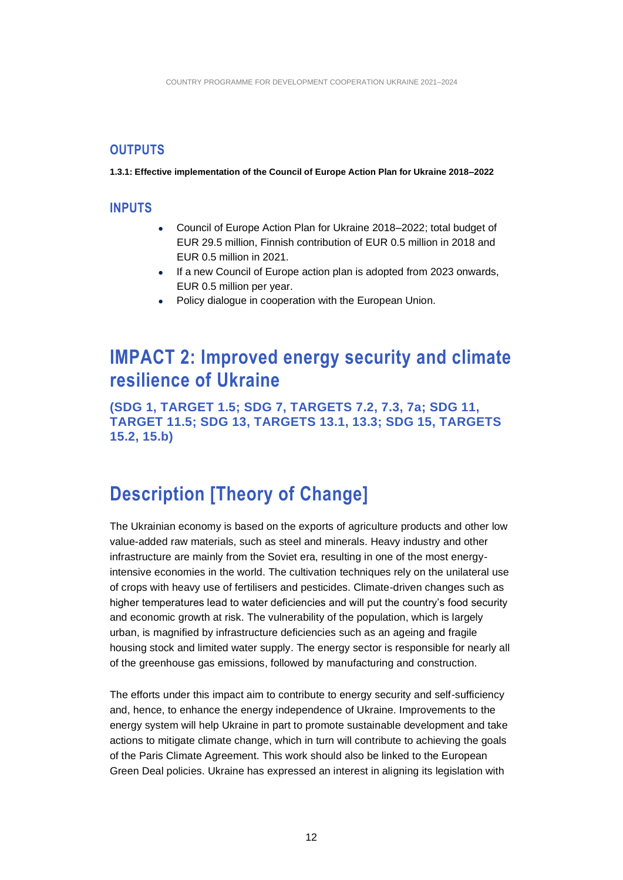## OUTPUTS

**1.3.1: Effective implementation of the Council of Europe Action Plan for Ukraine 2018–2022**

## INPUTS

- Council of Europe Action Plan for Ukraine 2018–2022; total budget of EUR 29.5 million, Finnish contribution of EUR 0.5 million in 2018 and EUR 0.5 million in 2021.
- If a new Council of Europe action plan is adopted from 2023 onwards, EUR 0.5 million per year.
- Policy dialogue in cooperation with the European Union.

# IMPACT 2: Improved energy security and climate resilience of Ukraine

**(SDG 1, TARGET 1.5; SDG 7, TARGETS 7.2, 7.3, 7a; SDG 11, TARGET 11.5; SDG 13, TARGETS 13.1, 13.3; SDG 15, TARGETS 15.2, 15.b)**

# Description [Theory of Change]

The Ukrainian economy is based on the exports of agriculture products and other low value-added raw materials, such as steel and minerals. Heavy industry and other infrastructure are mainly from the Soviet era, resulting in one of the most energy-intensive economies in the world. The cultivation techniques rely on the unilateral use of crops with heavy use of fertilisers and pesticides. Climate-driven changes such as higher temperatures lead to water deficiencies and will put the country's food security and economic growth at risk. The vulnerability of the population, which is largely urban, is magnified by infrastructure deficiencies such as an ageing and fragile housing stock and limited water supply. The energy sector is responsible for nearly all of the greenhouse gas emissions, followed by manufacturing and construction.

The efforts under this impact aim to contribute to energy security and self-sufficiency and, hence, to enhance the energy independence of Ukraine. Improvements to the energy system will help Ukraine in part to promote sustainable development and take actions to mitigate climate change, which in turn will contribute to achieving the goals of the Paris Climate Agreement. This work should also be linked to the European Green Deal policies. Ukraine has expressed an interest in aligning its legislation with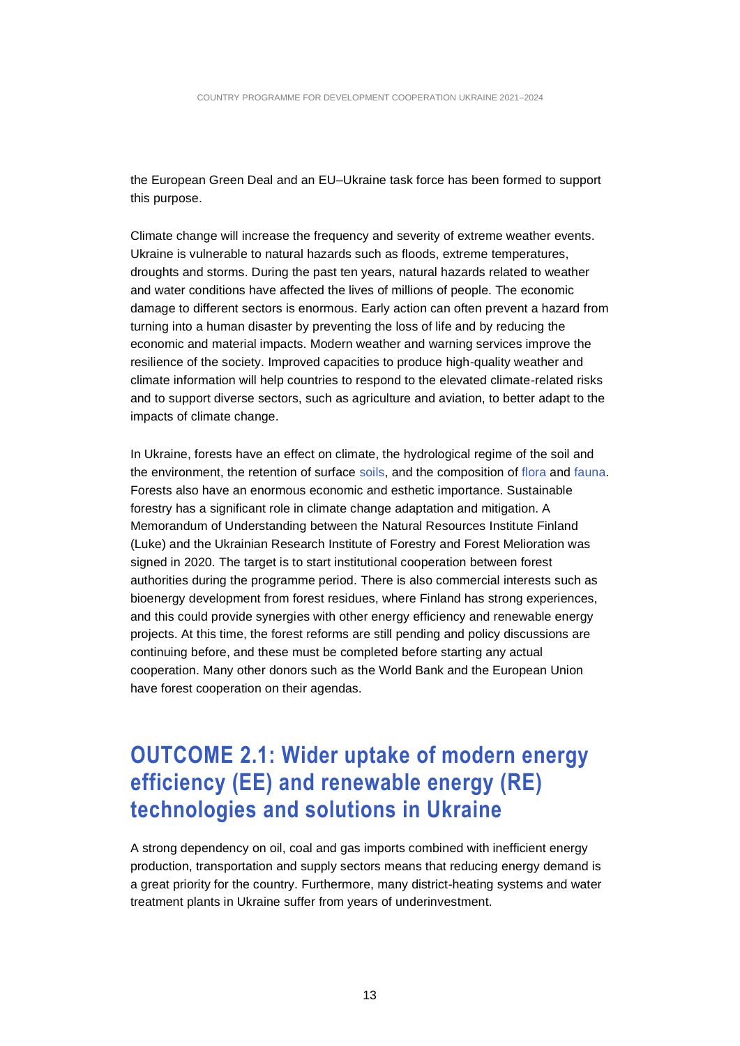the European Green Deal and an EU–Ukraine task force has been formed to support this purpose.

Climate change will increase the frequency and severity of extreme weather events. Ukraine is vulnerable to natural hazards such as floods, extreme temperatures, droughts and storms. During the past ten years, natural hazards related to weather and water conditions have affected the lives of millions of people. The economic damage to different sectors is enormous. Early action can often prevent a hazard from turning into a human disaster by preventing the loss of life and by reducing the economic and material impacts. Modern weather and warning services improve the resilience of the society. Improved capacities to produce high-quality weather and climate information will help countries to respond to the elevated climate-related risks and to support diverse sectors, such as agriculture and aviation, to better adapt to the impacts of climate change.

In Ukraine, forests have an effect on climate, the hydrological regime of the soil and the environment, the retention of surface soils, and the composition of flora and fauna. Forests also have an enormous economic and esthetic importance. Sustainable forestry has a significant role in climate change adaptation and mitigation. A Memorandum of Understanding between the Natural Resources Institute Finland (Luke) and the Ukrainian Research Institute of Forestry and Forest Melioration was signed in 2020. The target is to start institutional cooperation between forest authorities during the programme period. There is also commercial interests such as bioenergy development from forest residues, where Finland has strong experiences, and this could provide synergies with other energy efficiency and renewable energy projects. At this time, the forest reforms are still pending and policy discussions are continuing before, and these must be completed before starting any actual cooperation. Many other donors such as the World Bank and the European Union have forest cooperation on their agendas.

## OUTCOME 2.1: Wider uptake of modern energy efficiency (EE) and renewable energy (RE) technologies and solutions in Ukraine

A strong dependency on oil, coal and gas imports combined with inefficient energy production, transportation and supply sectors means that reducing energy demand is a great priority for the country. Furthermore, many district-heating systems and water treatment plants in Ukraine suffer from years of underinvestment.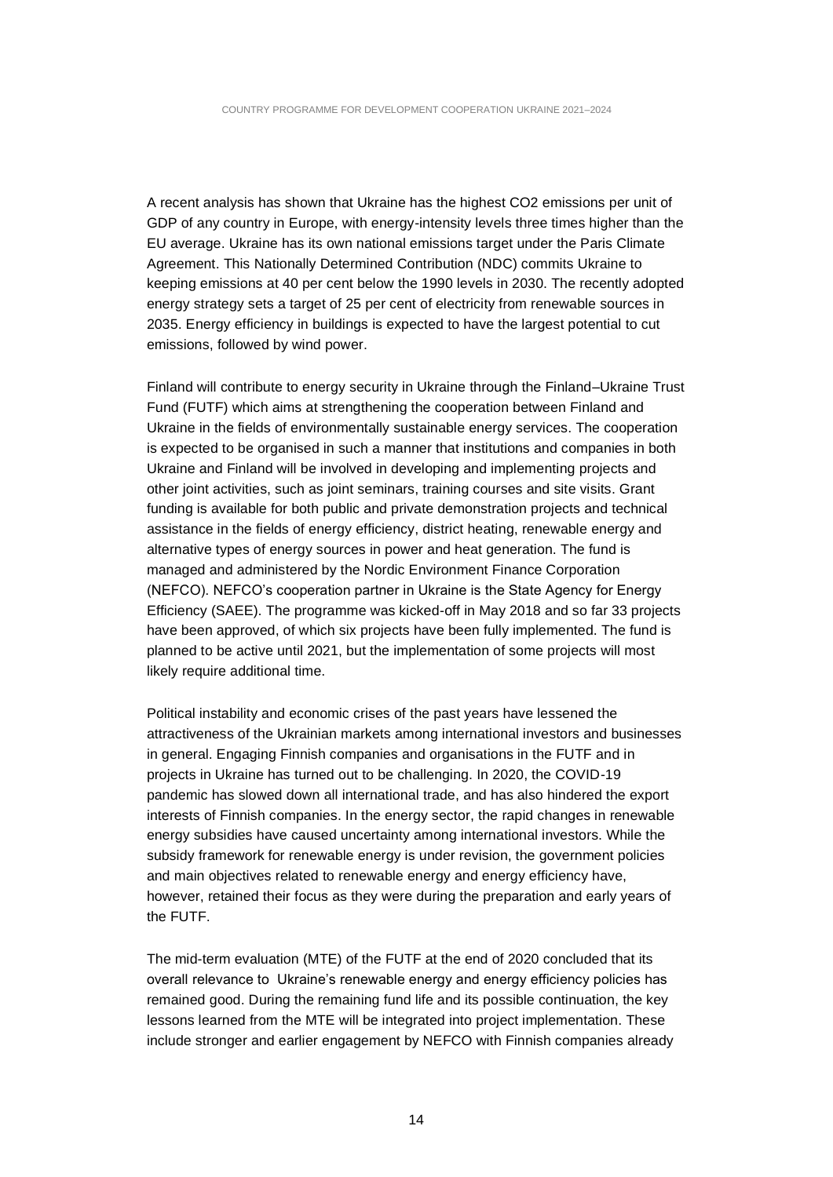A recent analysis has shown that Ukraine has the highest $CO_2$ emissions per unit of GDP of any country in Europe, with energy-intensity levels three times higher than the EU average. Ukraine has its own national emissions target under the Paris Climate Agreement. This Nationally Determined Contribution (NDC) commits Ukraine to keeping emissions at 40 per cent below the 1990 levels in 2030. The recently adopted energy strategy sets a target of 25 per cent of electricity from renewable sources in 2035. Energy efficiency in buildings is expected to have the largest potential to cut emissions, followed by wind power.

Finland will contribute to energy security in Ukraine through the Finland–Ukraine Trust Fund (FUTF) which aims at strengthening the cooperation between Finland and Ukraine in the fields of environmentally sustainable energy services. The cooperation is expected to be organised in such a manner that institutions and companies in both Ukraine and Finland will be involved in developing and implementing projects and other joint activities, such as joint seminars, training courses and site visits. Grant funding is available for both public and private demonstration projects and technical assistance in the fields of energy efficiency, district heating, renewable energy and alternative types of energy sources in power and heat generation. The fund is managed and administered by the Nordic Environment Finance Corporation (NEFCO). NEFCO's cooperation partner in Ukraine is the State Agency for Energy Efficiency (SAEE). The programme was kicked-off in May 2018 and so far 33 projects have been approved, of which six projects have been fully implemented. The fund is planned to be active until 2021, but the implementation of some projects will most likely require additional time.

Political instability and economic crises of the past years have lessened the attractiveness of the Ukrainian markets among international investors and businesses in general. Engaging Finnish companies and organisations in the FUTF and in projects in Ukraine has turned out to be challenging. In 2020, the COVID-19 pandemic has slowed down all international trade, and has also hindered the export interests of Finnish companies. In the energy sector, the rapid changes in renewable energy subsidies have caused uncertainty among international investors. While the subsidy framework for renewable energy is under revision, the government policies and main objectives related to renewable energy and energy efficiency have, however, retained their focus as they were during the preparation and early years of the FUTF.

The mid-term evaluation (MTE) of the FUTF at the end of 2020 concluded that its overall relevance to Ukraine's renewable energy and energy efficiency policies has remained good. During the remaining fund life and its possible continuation, the key lessons learned from the MTE will be integrated into project implementation. These include stronger and earlier engagement by NEFCO with Finnish companies already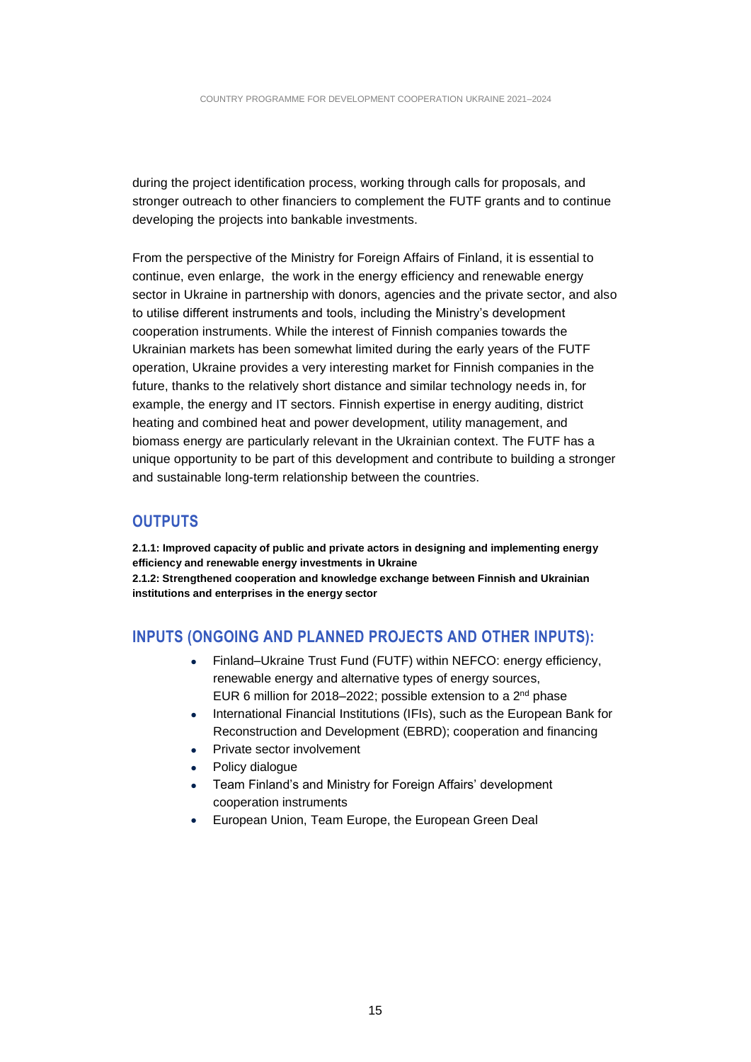during the project identification process, working through calls for proposals, and stronger outreach to other financiers to complement the FUTF grants and to continue developing the projects into bankable investments.

From the perspective of the Ministry for Foreign Affairs of Finland, it is essential to continue, even enlarge, the work in the energy efficiency and renewable energy sector in Ukraine in partnership with donors, agencies and the private sector, and also to utilise different instruments and tools, including the Ministry's development cooperation instruments. While the interest of Finnish companies towards the Ukrainian markets has been somewhat limited during the early years of the FUTF operation, Ukraine provides a very interesting market for Finnish companies in the future, thanks to the relatively short distance and similar technology needs in, for example, the energy and IT sectors. Finnish expertise in energy auditing, district heating and combined heat and power development, utility management, and biomass energy are particularly relevant in the Ukrainian context. The FUTF has a unique opportunity to be part of this development and contribute to building a stronger and sustainable long-term relationship between the countries.

## OUTPUTS

**2.1.1: Improved capacity of public and private actors in designing and implementing energy efficiency and renewable energy investments in Ukraine**
**2.1.2: Strengthened cooperation and knowledge exchange between Finnish and Ukrainian institutions and enterprises in the energy sector**

## INPUTS (ONGOING AND PLANNED PROJECTS AND OTHER INPUTS):

- Finland–Ukraine Trust Fund (FUTF) within NEFCO: energy efficiency, renewable energy and alternative types of energy sources, EUR 6 million for 2018–2022; possible extension to a 2nd phase
- International Financial Institutions (IFIs), such as the European Bank for Reconstruction and Development (EBRD); cooperation and financing
- Private sector involvement
- Policy dialogue
- Team Finland's and Ministry for Foreign Affairs' development cooperation instruments
- European Union, Team Europe, the European Green Deal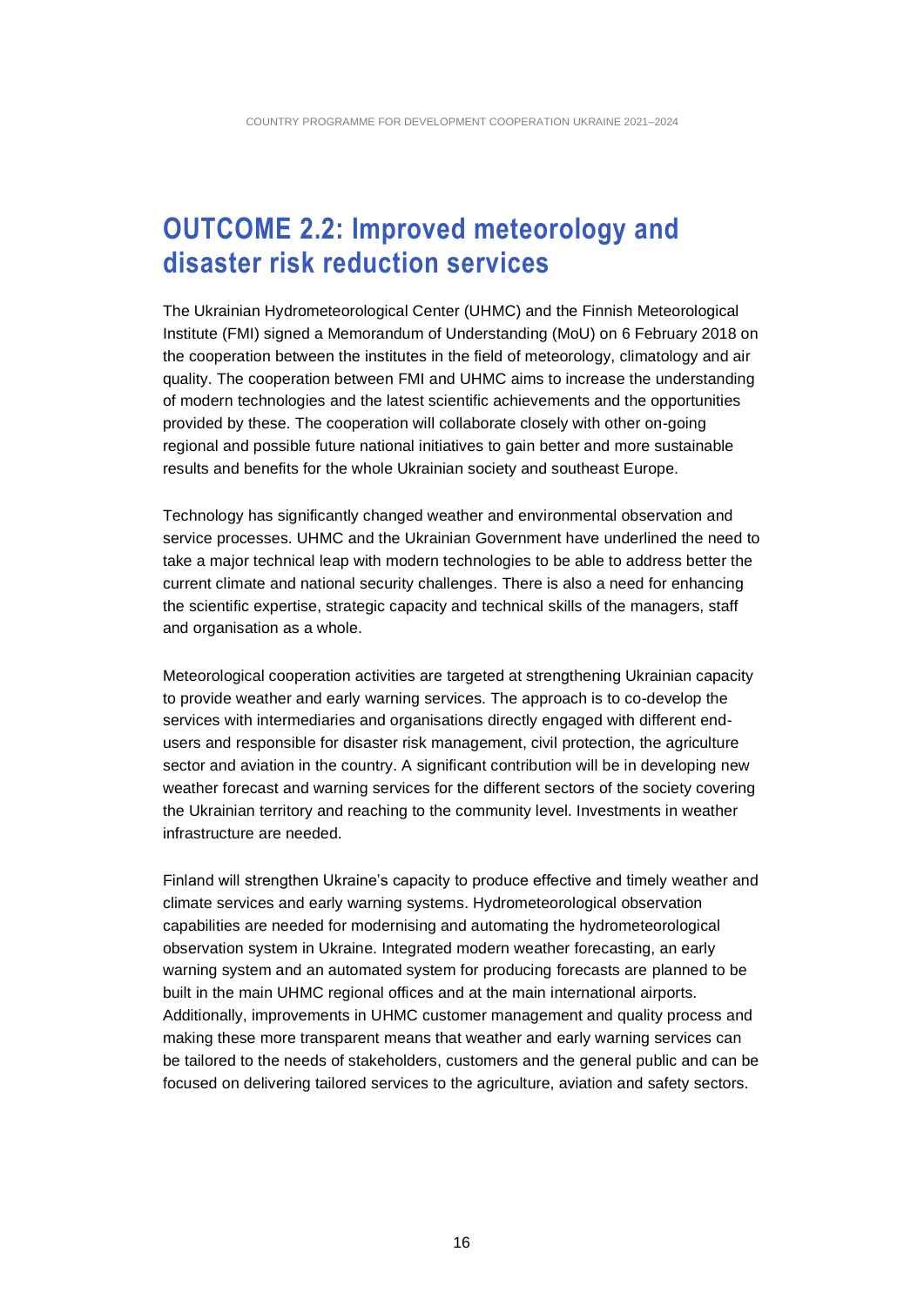# OUTCOME 2.2: Improved meteorology and disaster risk reduction services

The Ukrainian Hydrometeorological Center (UHMC) and the Finnish Meteorological Institute (FMI) signed a Memorandum of Understanding (MoU) on 6 February 2018 on the cooperation between the institutes in the field of meteorology, climatology and air quality. The cooperation between FMI and UHMC aims to increase the understanding of modern technologies and the latest scientific achievements and the opportunities provided by these. The cooperation will collaborate closely with other on-going regional and possible future national initiatives to gain better and more sustainable results and benefits for the whole Ukrainian society and southeast Europe.

Technology has significantly changed weather and environmental observation and service processes. UHMC and the Ukrainian Government have underlined the need to take a major technical leap with modern technologies to be able to address better the current climate and national security challenges. There is also a need for enhancing the scientific expertise, strategic capacity and technical skills of the managers, staff and organisation as a whole.

Meteorological cooperation activities are targeted at strengthening Ukrainian capacity to provide weather and early warning services. The approach is to co-develop the services with intermediaries and organisations directly engaged with different end-users and responsible for disaster risk management, civil protection, the agriculture sector and aviation in the country. A significant contribution will be in developing new weather forecast and warning services for the different sectors of the society covering the Ukrainian territory and reaching to the community level. Investments in weather infrastructure are needed.

Finland will strengthen Ukraine's capacity to produce effective and timely weather and climate services and early warning systems. Hydrometeorological observation capabilities are needed for modernising and automating the hydrometeorological observation system in Ukraine. Integrated modern weather forecasting, an early warning system and an automated system for producing forecasts are planned to be built in the main UHMC regional offices and at the main international airports. Additionally, improvements in UHMC customer management and quality process and making these more transparent means that weather and early warning services can be tailored to the needs of stakeholders, customers and the general public and can be focused on delivering tailored services to the agriculture, aviation and safety sectors.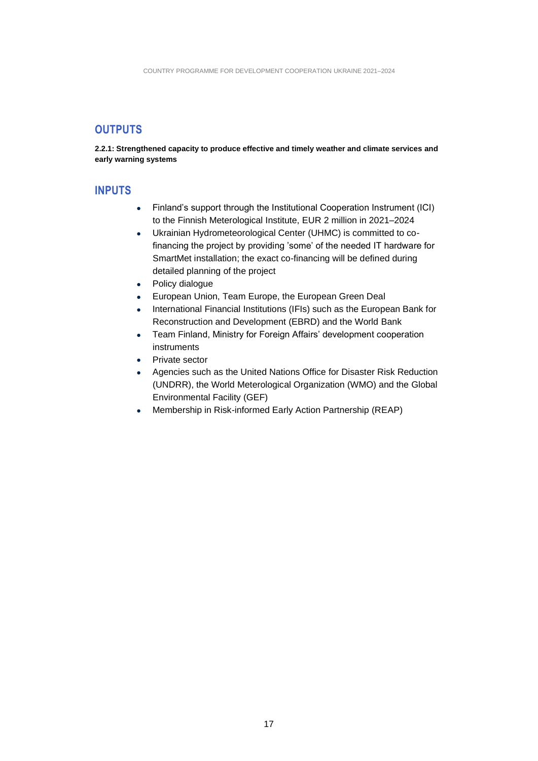## OUTPUTS

**2.2.1: Strengthened capacity to produce effective and timely weather and climate services and early warning systems**

## INPUTS

- Finland's support through the Institutional Cooperation Instrument (ICI) to the Finnish Meterological Institute, EUR 2 million in 2021–2024
- Ukrainian Hydrometeorological Center (UHMC) is committed to co-financing the project by providing 'some' of the needed IT hardware for SmartMet installation; the exact co-financing will be defined during detailed planning of the project
- Policy dialogue
- European Union, Team Europe, the European Green Deal
- International Financial Institutions (IFIs) such as the European Bank for Reconstruction and Development (EBRD) and the World Bank
- Team Finland, Ministry for Foreign Affairs' development cooperation instruments
- Private sector
- Agencies such as the United Nations Office for Disaster Risk Reduction (UNDRR), the World Meterological Organization (WMO) and the Global Environmental Facility (GEF)
- Membership in Risk-informed Early Action Partnership (REAP)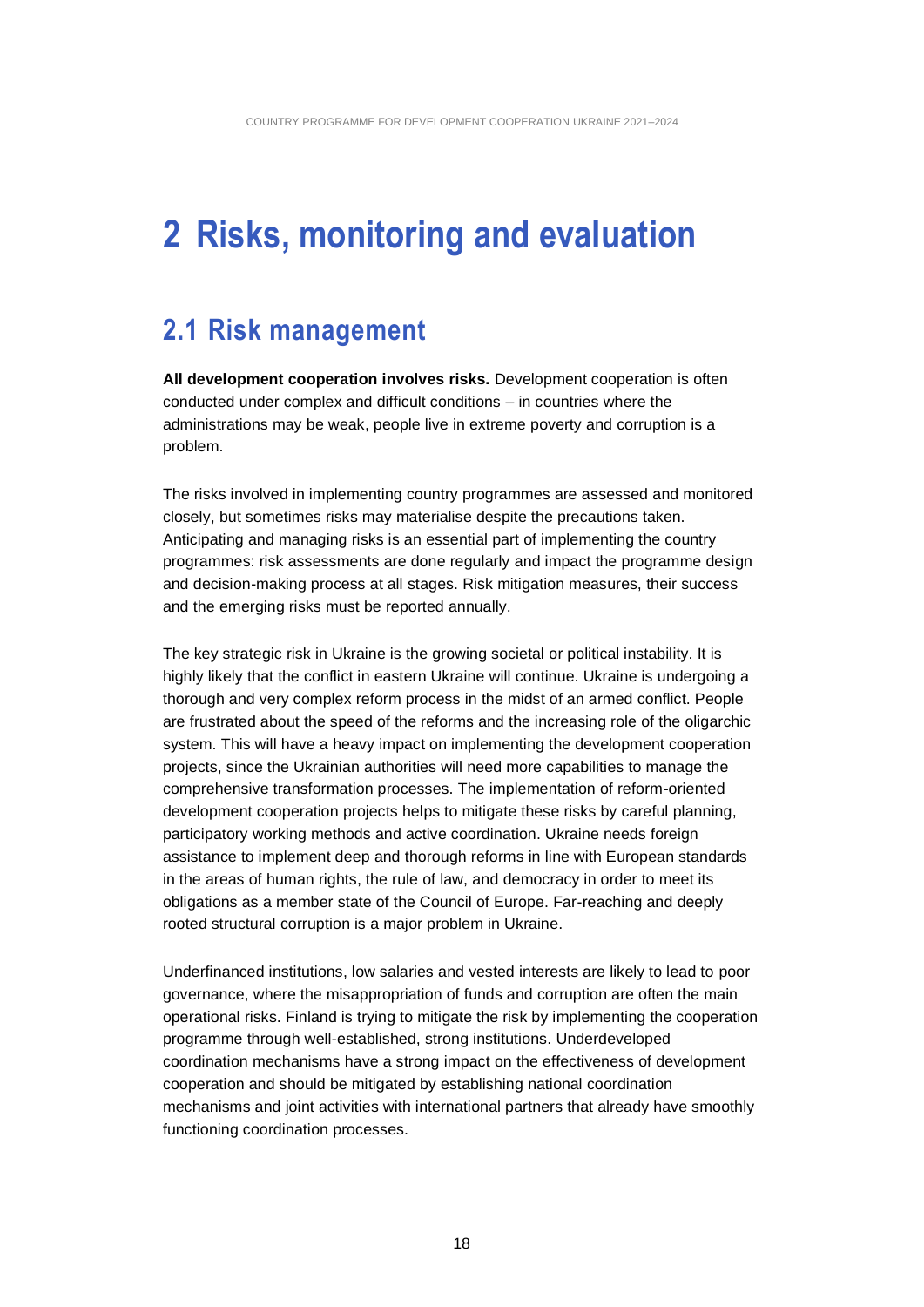# 2 Risks, monitoring and evaluation

## 2.1 Risk management

**All development cooperation involves risks.** Development cooperation is often conducted under complex and difficult conditions – in countries where the administrations may be weak, people live in extreme poverty and corruption is a problem.

The risks involved in implementing country programmes are assessed and monitored closely, but sometimes risks may materialise despite the precautions taken. Anticipating and managing risks is an essential part of implementing the country programmes: risk assessments are done regularly and impact the programme design and decision-making process at all stages. Risk mitigation measures, their success and the emerging risks must be reported annually.

The key strategic risk in Ukraine is the growing societal or political instability. It is highly likely that the conflict in eastern Ukraine will continue. Ukraine is undergoing a thorough and very complex reform process in the midst of an armed conflict. People are frustrated about the speed of the reforms and the increasing role of the oligarchic system. This will have a heavy impact on implementing the development cooperation projects, since the Ukrainian authorities will need more capabilities to manage the comprehensive transformation processes. The implementation of reform-oriented development cooperation projects helps to mitigate these risks by careful planning, participatory working methods and active coordination. Ukraine needs foreign assistance to implement deep and thorough reforms in line with European standards in the areas of human rights, the rule of law, and democracy in order to meet its obligations as a member state of the Council of Europe. Far-reaching and deeply rooted structural corruption is a major problem in Ukraine.

Underfinanced institutions, low salaries and vested interests are likely to lead to poor governance, where the misappropriation of funds and corruption are often the main operational risks. Finland is trying to mitigate the risk by implementing the cooperation programme through well-established, strong institutions. Underdeveloped coordination mechanisms have a strong impact on the effectiveness of development cooperation and should be mitigated by establishing national coordination mechanisms and joint activities with international partners that already have smoothly functioning coordination processes.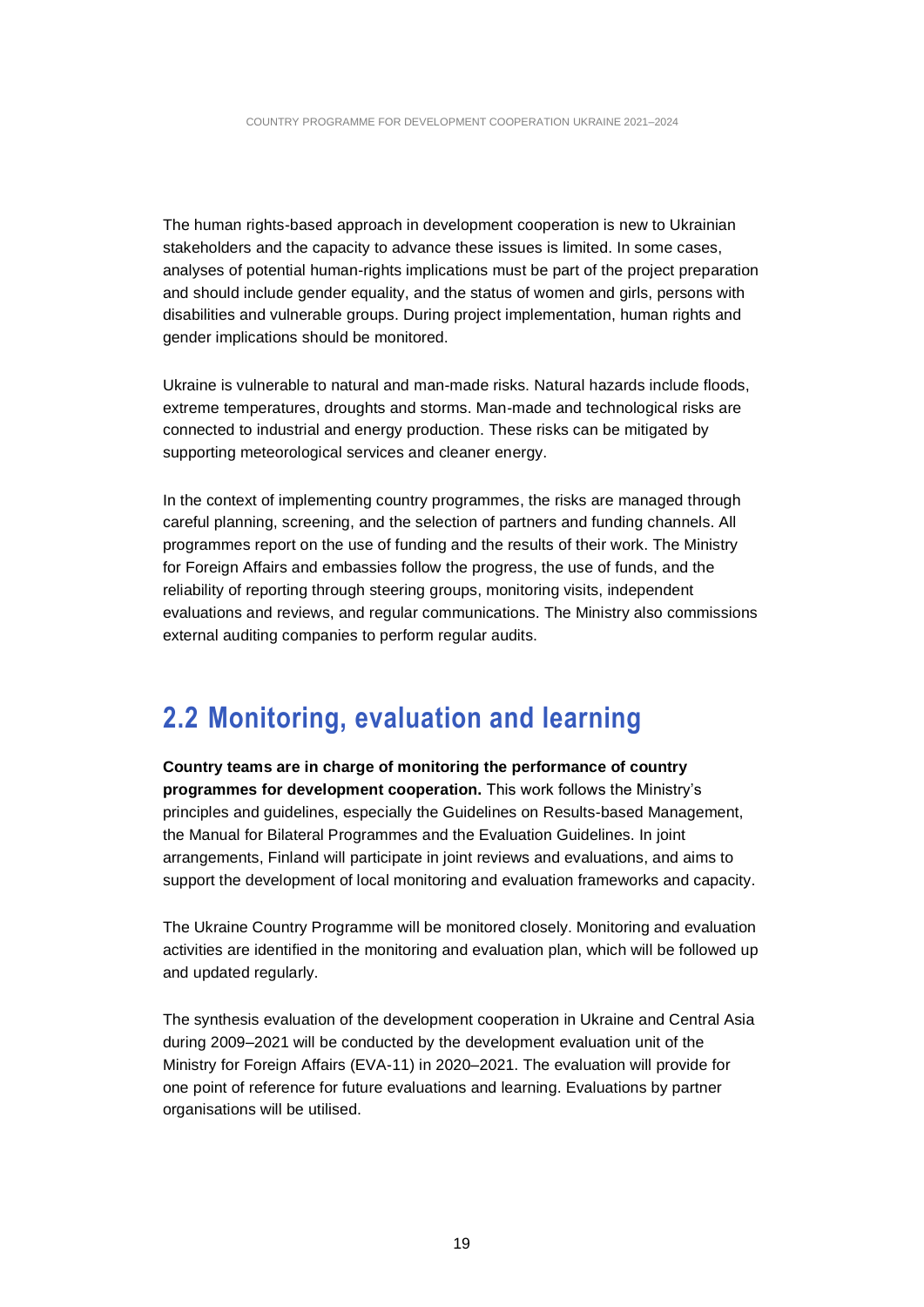The human rights-based approach in development cooperation is new to Ukrainian stakeholders and the capacity to advance these issues is limited. In some cases, analyses of potential human-rights implications must be part of the project preparation and should include gender equality, and the status of women and girls, persons with disabilities and vulnerable groups. During project implementation, human rights and gender implications should be monitored.

Ukraine is vulnerable to natural and man-made risks. Natural hazards include floods, extreme temperatures, droughts and storms. Man-made and technological risks are connected to industrial and energy production. These risks can be mitigated by supporting meteorological services and cleaner energy.

In the context of implementing country programmes, the risks are managed through careful planning, screening, and the selection of partners and funding channels. All programmes report on the use of funding and the results of their work. The Ministry for Foreign Affairs and embassies follow the progress, the use of funds, and the reliability of reporting through steering groups, monitoring visits, independent evaluations and reviews, and regular communications. The Ministry also commissions external auditing companies to perform regular audits.

## 2.2 Monitoring, evaluation and learning

**Country teams are in charge of monitoring the performance of country programmes for development cooperation.** This work follows the Ministry's principles and guidelines, especially the Guidelines on Results-based Management, the Manual for Bilateral Programmes and the Evaluation Guidelines. In joint arrangements, Finland will participate in joint reviews and evaluations, and aims to support the development of local monitoring and evaluation frameworks and capacity.

The Ukraine Country Programme will be monitored closely. Monitoring and evaluation activities are identified in the monitoring and evaluation plan, which will be followed up and updated regularly.

The synthesis evaluation of the development cooperation in Ukraine and Central Asia during 2009–2021 will be conducted by the development evaluation unit of the Ministry for Foreign Affairs (EVA-11) in 2020–2021. The evaluation will provide for one point of reference for future evaluations and learning. Evaluations by partner organisations will be utilised.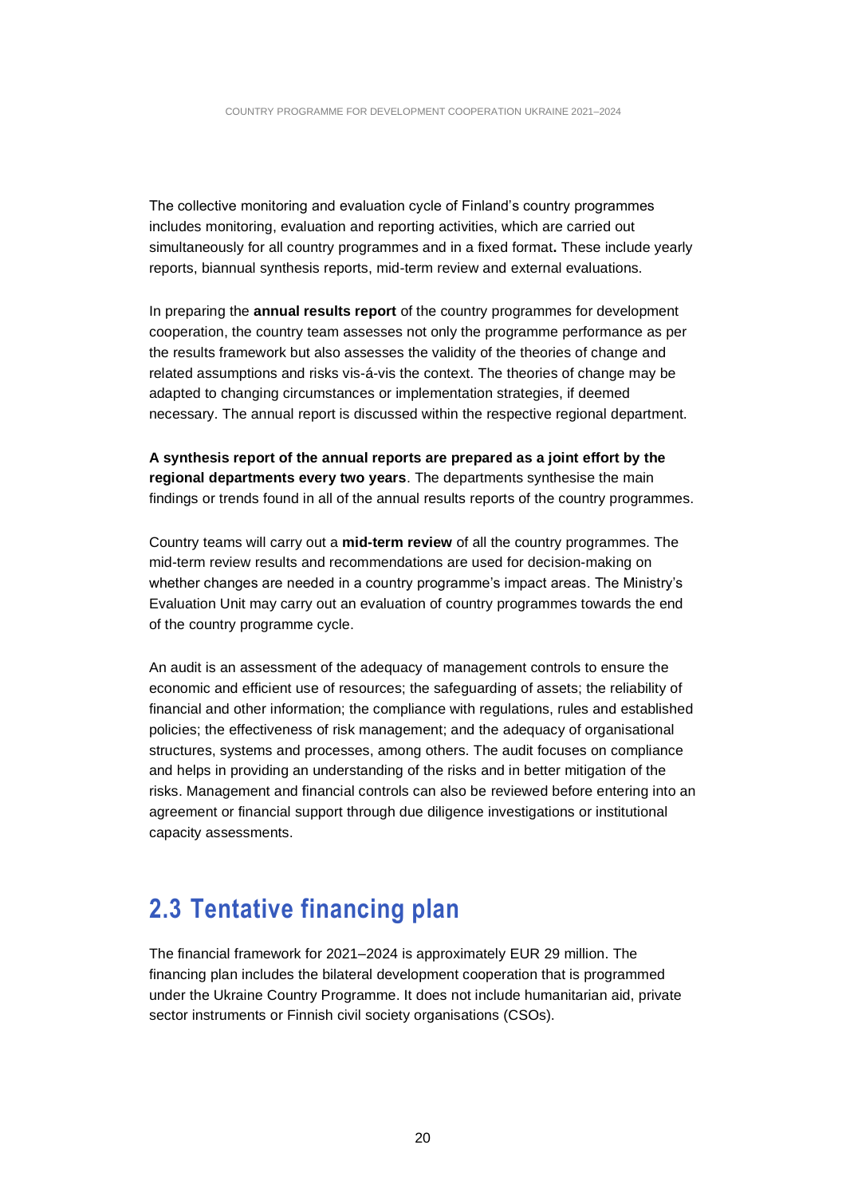The collective monitoring and evaluation cycle of Finland's country programmes includes monitoring, evaluation and reporting activities, which are carried out simultaneously for all country programmes and in a fixed format**.** These include yearly reports, biannual synthesis reports, mid-term review and external evaluations.

In preparing the **annual results report** of the country programmes for development cooperation, the country team assesses not only the programme performance as per the results framework but also assesses the validity of the theories of change and related assumptions and risks vis-á-vis the context. The theories of change may be adapted to changing circumstances or implementation strategies, if deemed necessary. The annual report is discussed within the respective regional department.

**A synthesis report of the annual reports are prepared as a joint effort by the regional departments every two years**. The departments synthesise the main findings or trends found in all of the annual results reports of the country programmes.

Country teams will carry out a **mid-term review** of all the country programmes. The mid-term review results and recommendations are used for decision-making on whether changes are needed in a country programme's impact areas. The Ministry's Evaluation Unit may carry out an evaluation of country programmes towards the end of the country programme cycle.

An audit is an assessment of the adequacy of management controls to ensure the economic and efficient use of resources; the safeguarding of assets; the reliability of financial and other information; the compliance with regulations, rules and established policies; the effectiveness of risk management; and the adequacy of organisational structures, systems and processes, among others. The audit focuses on compliance and helps in providing an understanding of the risks and in better mitigation of the risks. Management and financial controls can also be reviewed before entering into an agreement or financial support through due diligence investigations or institutional capacity assessments.

## 2.3 Tentative financing plan

The financial framework for 2021–2024 is approximately EUR 29 million. The financing plan includes the bilateral development cooperation that is programmed under the Ukraine Country Programme. It does not include humanitarian aid, private sector instruments or Finnish civil society organisations (CSOs).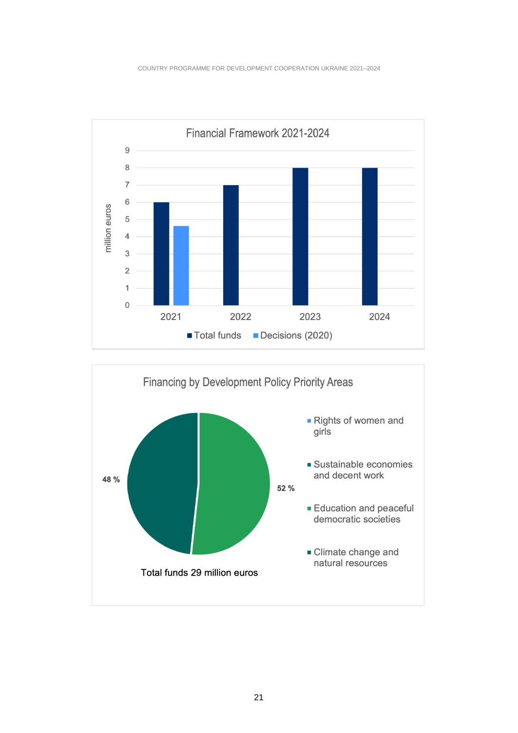**Financial Framework 2021-2024**

| Year | Total funds (million euros) | Decisions (2020) (million euros) |
|---|---|---|
| 2021 | 6 | 4.6 |
| 2022 | 7 | |
| 2023 | 8 | |
| 2024 | 8 | |

**Financing by Development Policy Priority Areas**

- Rights of women and girls
- Sustainable economies and decent work
- Education and peaceful democratic societies
- Climate change and natural resources

48 %

52 %

Total funds 29 million euros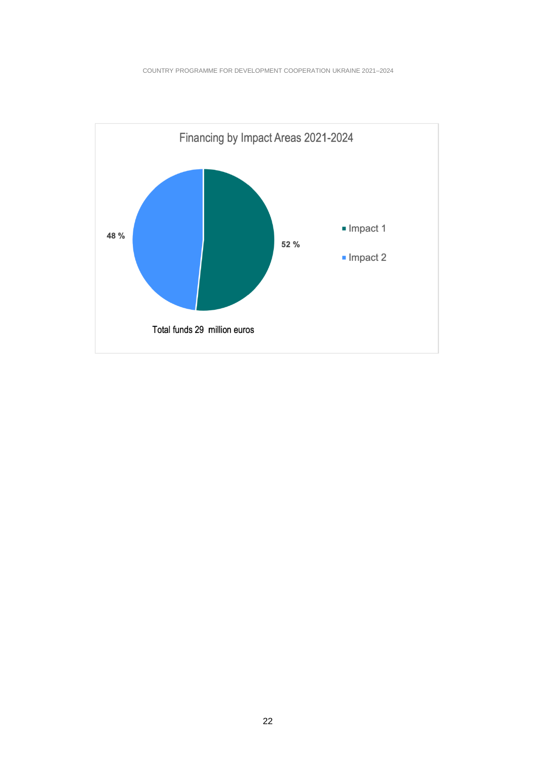Financing by Impact Areas 2021-2024

48 %

52 %

Impact 1

Impact 2

Total funds 29 million euros